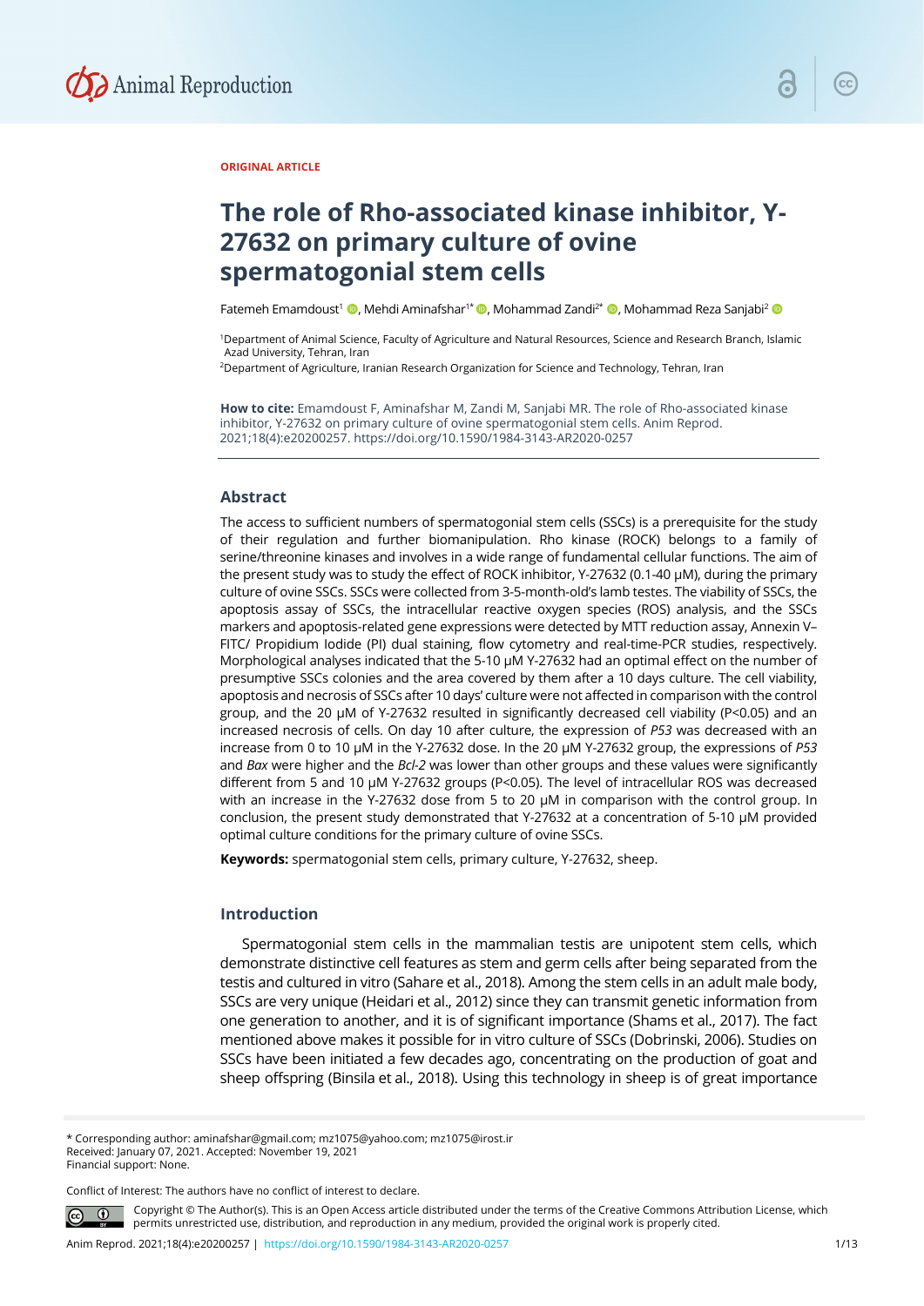ORIGINAL ARTICLE

# The role of Rho-associated kinase inhibitor, Y-27632 on primary culture of ovine spermatogonial stem cells

Fatemeh Emamdoust[1], Mehdi Aminafshar[1*], Mohammad Zandi[2*], Mohammad Reza Sanjabi[2]

[1]Department of Animal Science, Faculty of Agriculture and Natural Resources, Science and Research Branch, Islamic Azad University, Tehran, Iran

[2]Department of Agriculture, Iranian Research Organization for Science and Technology, Tehran, Iran

**How to cite:** Emamdoust F, Aminafshar M, Zandi M, Sanjabi MR. The role of Rho-associated kinase inhibitor, Y-27632 on primary culture of ovine spermatogonial stem cells. Anim Reprod. 2021;18(4):e20200257. https://doi.org/10.1590/1984-3143-AR2020-0257

## Abstract

The access to sufficient numbers of spermatogonial stem cells (SSCs) is a prerequisite for the study of their regulation and further biomanipulation. Rho kinase (ROCK) belongs to a family of serine/threonine kinases and involves in a wide range of fundamental cellular functions. The aim of the present study was to study the effect of ROCK inhibitor, Y-27632 (0.1-40 µM), during the primary culture of ovine SSCs. SSCs were collected from 3-5-month-old's lamb testes. The viability of SSCs, the apoptosis assay of SSCs, the intracellular reactive oxygen species (ROS) analysis, and the SSCs markers and apoptosis-related gene expressions were detected by MTT reduction assay, Annexin V–FITC/ Propidium Iodide (PI) dual staining, flow cytometry and real-time-PCR studies, respectively. Morphological analyses indicated that the 5-10 µM Y-27632 had an optimal effect on the number of presumptive SSCs colonies and the area covered by them after a 10 days culture. The cell viability, apoptosis and necrosis of SSCs after 10 days' culture were not affected in comparison with the control group, and the 20 µM of Y-27632 resulted in significantly decreased cell viability ($P<0.05$) and an increased necrosis of cells. On day 10 after culture, the expression of *P53* was decreased with an increase from 0 to 10 µM in the Y-27632 dose. In the 20 µM Y-27632 group, the expressions of *P53* and *Bax* were higher and the *Bcl-2* was lower than other groups and these values were significantly different from 5 and 10 µM Y-27632 groups ($P<0.05$). The level of intracellular ROS was decreased with an increase in the Y-27632 dose from 5 to 20 µM in comparison with the control group. In conclusion, the present study demonstrated that Y-27632 at a concentration of 5-10 µM provided optimal culture conditions for the primary culture of ovine SSCs.

**Keywords:** spermatogonial stem cells, primary culture, Y-27632, sheep.

## Introduction

Spermatogonial stem cells in the mammalian testis are unipotent stem cells, which demonstrate distinctive cell features as stem and germ cells after being separated from the testis and cultured in vitro (Sahare et al., 2018). Among the stem cells in an adult male body, SSCs are very unique (Heidari et al., 2012) since they can transmit genetic information from one generation to another, and it is of significant importance (Shams et al., 2017). The fact mentioned above makes it possible for in vitro culture of SSCs (Dobrinski, 2006). Studies on SSCs have been initiated a few decades ago, concentrating on the production of goat and sheep offspring (Binsila et al., 2018). Using this technology in sheep is of great importance

---

\* Corresponding author: aminafshar@gmail.com; mz1075@yahoo.com; mz1075@irost.ir
Received: January 07, 2021. Accepted: November 19, 2021
Financial support: None.

Conflict of Interest: The authors have no conflict of interest to declare.

Copyright © The Author(s). This is an Open Access article distributed under the terms of the Creative Commons Attribution License, which permits unrestricted use, distribution, and reproduction in any medium, provided the original work is properly cited.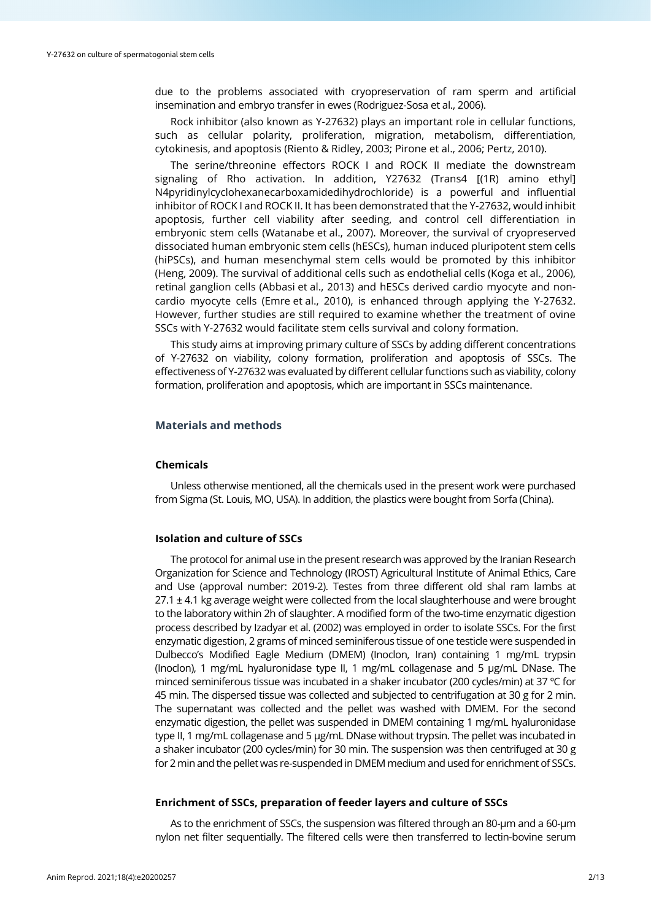due to the problems associated with cryopreservation of ram sperm and artificial insemination and embryo transfer in ewes (Rodriguez-Sosa et al., 2006).

Rock inhibitor (also known as Y-27632) plays an important role in cellular functions, such as cellular polarity, proliferation, migration, metabolism, differentiation, cytokinesis, and apoptosis (Riento & Ridley, 2003; Pirone et al., 2006; Pertz, 2010).

The serine/threonine effectors ROCK I and ROCK II mediate the downstream signaling of Rho activation. In addition, Y27632 (Trans4 [(1R) amino ethyl] N4pyridinylcyclohexanecarboxamidedihydrochloride) is a powerful and influential inhibitor of ROCK I and ROCK II. It has been demonstrated that the Y-27632, would inhibit apoptosis, further cell viability after seeding, and control cell differentiation in embryonic stem cells (Watanabe et al., 2007). Moreover, the survival of cryopreserved dissociated human embryonic stem cells (hESCs), human induced pluripotent stem cells (hiPSCs), and human mesenchymal stem cells would be promoted by this inhibitor (Heng, 2009). The survival of additional cells such as endothelial cells (Koga et al., 2006), retinal ganglion cells (Abbasi et al., 2013) and hESCs derived cardio myocyte and non-cardio myocyte cells (Emre et al., 2010), is enhanced through applying the Y-27632. However, further studies are still required to examine whether the treatment of ovine SSCs with Y-27632 would facilitate stem cells survival and colony formation.

This study aims at improving primary culture of SSCs by adding different concentrations of Y-27632 on viability, colony formation, proliferation and apoptosis of SSCs. The effectiveness of Y-27632 was evaluated by different cellular functions such as viability, colony formation, proliferation and apoptosis, which are important in SSCs maintenance.

## Materials and methods

### Chemicals

Unless otherwise mentioned, all the chemicals used in the present work were purchased from Sigma (St. Louis, MO, USA). In addition, the plastics were bought from Sorfa (China).

### Isolation and culture of SSCs

The protocol for animal use in the present research was approved by the Iranian Research Organization for Science and Technology (IROST) Agricultural Institute of Animal Ethics, Care and Use (approval number: 2019-2). Testes from three different old shal ram lambs at 27.1 ± 4.1 kg average weight were collected from the local slaughterhouse and were brought to the laboratory within 2h of slaughter. A modified form of the two-time enzymatic digestion process described by Izadyar et al. (2002) was employed in order to isolate SSCs. For the first enzymatic digestion, 2 grams of minced seminiferous tissue of one testicle were suspended in Dulbecco's Modified Eagle Medium (DMEM) (Inoclon, Iran) containing 1 mg/mL trypsin (Inoclon), 1 mg/mL hyaluronidase type II, 1 mg/mL collagenase and 5 μg/mL DNase. The minced seminiferous tissue was incubated in a shaker incubator (200 cycles/min) at 37 °C for 45 min. The dispersed tissue was collected and subjected to centrifugation at 30 g for 2 min. The supernatant was collected and the pellet was washed with DMEM. For the second enzymatic digestion, the pellet was suspended in DMEM containing 1 mg/mL hyaluronidase type II, 1 mg/mL collagenase and 5 μg/mL DNase without trypsin. The pellet was incubated in a shaker incubator (200 cycles/min) for 30 min. The suspension was then centrifuged at 30 g for 2 min and the pellet was re-suspended in DMEM medium and used for enrichment of SSCs.

### Enrichment of SSCs, preparation of feeder layers and culture of SSCs

As to the enrichment of SSCs, the suspension was filtered through an 80-μm and a 60-μm nylon net filter sequentially. The filtered cells were then transferred to lectin-bovine serum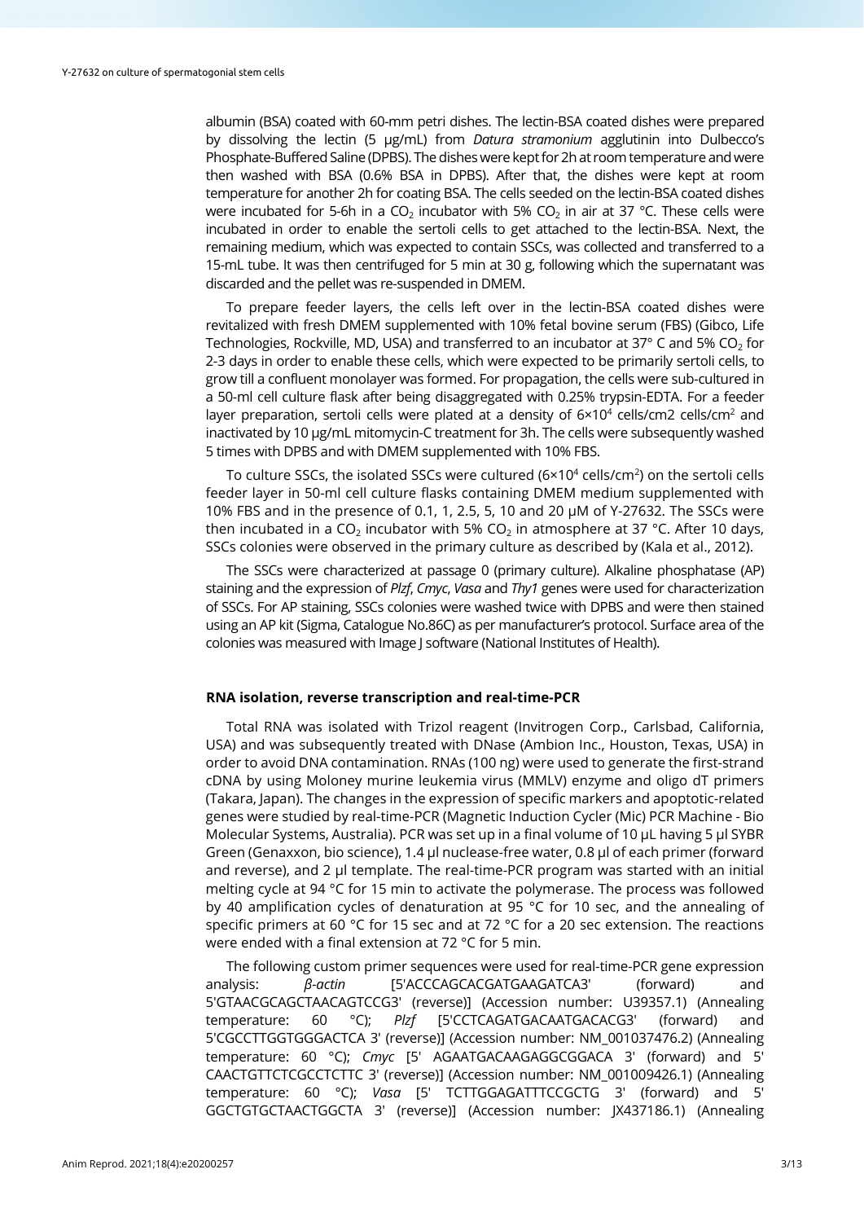albumin (BSA) coated with 60-mm petri dishes. The lectin-BSA coated dishes were prepared by dissolving the lectin (5 µg/mL) from *Datura stramonium* agglutinin into Dulbecco's Phosphate-Buffered Saline (DPBS). The dishes were kept for 2h at room temperature and were then washed with BSA (0.6% BSA in DPBS). After that, the dishes were kept at room temperature for another 2h for coating BSA. The cells seeded on the lectin-BSA coated dishes were incubated for 5-6h in a $CO_2$ incubator with 5% $CO_2$ in air at 37 °C. These cells were incubated in order to enable the sertoli cells to get attached to the lectin-BSA. Next, the remaining medium, which was expected to contain SSCs, was collected and transferred to a 15-mL tube. It was then centrifuged for 5 min at 30 g, following which the supernatant was discarded and the pellet was re-suspended in DMEM.

To prepare feeder layers, the cells left over in the lectin-BSA coated dishes were revitalized with fresh DMEM supplemented with 10% fetal bovine serum (FBS) (Gibco, Life Technologies, Rockville, MD, USA) and transferred to an incubator at 37° C and 5% $CO_2$ for 2-3 days in order to enable these cells, which were expected to be primarily sertoli cells, to grow till a confluent monolayer was formed. For propagation, the cells were sub-cultured in a 50-ml cell culture flask after being disaggregated with 0.25% trypsin-EDTA. For a feeder layer preparation, sertoli cells were plated at a density of $6{\times}10^4$ cells/cm2 cells/$cm^2$ and inactivated by 10 µg/mL mitomycin-C treatment for 3h. The cells were subsequently washed 5 times with DPBS and with DMEM supplemented with 10% FBS.

To culture SSCs, the isolated SSCs were cultured ($6{\times}10^4$ cells/$cm^2$) on the sertoli cells feeder layer in 50-ml cell culture flasks containing DMEM medium supplemented with 10% FBS and in the presence of 0.1, 1, 2.5, 5, 10 and 20 µM of Y-27632. The SSCs were then incubated in a $CO_2$ incubator with 5% $CO_2$ in atmosphere at 37 °C. After 10 days, SSCs colonies were observed in the primary culture as described by (Kala et al., 2012).

The SSCs were characterized at passage 0 (primary culture). Alkaline phosphatase (AP) staining and the expression of *Plzf*, *Cmyc*, *Vasa* and *Thy1* genes were used for characterization of SSCs. For AP staining, SSCs colonies were washed twice with DPBS and were then stained using an AP kit (Sigma, Catalogue No.86C) as per manufacturer's protocol. Surface area of the colonies was measured with Image J software (National Institutes of Health).

### RNA isolation, reverse transcription and real-time-PCR

Total RNA was isolated with Trizol reagent (Invitrogen Corp., Carlsbad, California, USA) and was subsequently treated with DNase (Ambion Inc., Houston, Texas, USA) in order to avoid DNA contamination. RNAs (100 ng) were used to generate the first-strand cDNA by using Moloney murine leukemia virus (MMLV) enzyme and oligo dT primers (Takara, Japan). The changes in the expression of specific markers and apoptotic-related genes were studied by real-time-PCR (Magnetic Induction Cycler (Mic) PCR Machine - Bio Molecular Systems, Australia). PCR was set up in a final volume of 10 µL having 5 µl SYBR Green (Genaxxon, bio science), 1.4 µl nuclease-free water, 0.8 µl of each primer (forward and reverse), and 2 µl template. The real-time-PCR program was started with an initial melting cycle at 94 °C for 15 min to activate the polymerase. The process was followed by 40 amplification cycles of denaturation at 95 °C for 10 sec, and the annealing of specific primers at 60 °C for 15 sec and at 72 °C for a 20 sec extension. The reactions were ended with a final extension at 72 °C for 5 min.

The following custom primer sequences were used for real-time-PCR gene expression analysis: *β-actin* [5'ACCCAGCACGATGAAGATCA3' (forward) and 5'GTAACGCAGCTAACAGTCCG3' (reverse)] (Accession number: U39357.1) (Annealing temperature: 60 °C); *Plzf* [5'CCTCAGATGACAATGACACG3' (forward) and 5'CGCCTTGGTGGGACTCA 3' (reverse)] (Accession number: NM_001037476.2) (Annealing temperature: 60 °C); *Cmyc* [5' AGAATGACAAGAGGCGGACA 3' (forward) and 5' CAACTGTTCTCGCCTCTTC 3' (reverse)] (Accession number: NM_001009426.1) (Annealing temperature: 60 °C); *Vasa* [5' TCTTGGAGATTTCCGCTG 3' (forward) and 5' GGCTGTGCTAACTGGCTA 3' (reverse)] (Accession number: JX437186.1) (Annealing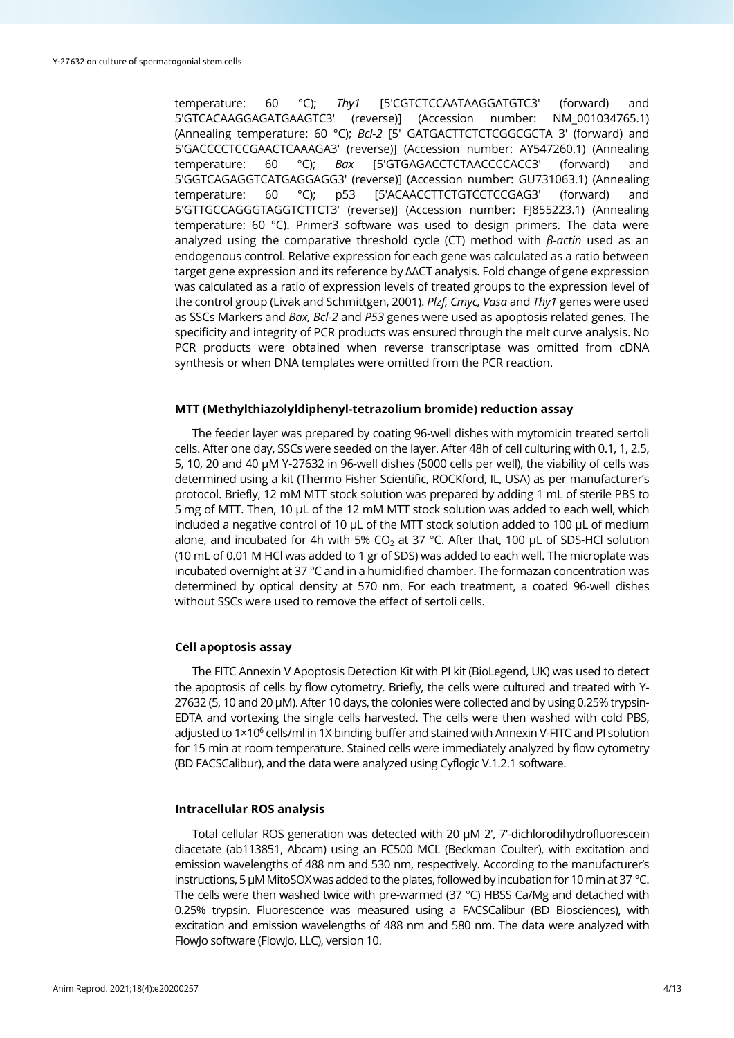temperature: 60 °C); *Thy1* [5'CGTCTCCAATAAGGATGTC3' (forward) and 5'GTCACAAGGAGATGAAGTC3' (reverse)] (Accession number: NM_001034765.1) (Annealing temperature: 60 °C); *Bcl-2* [5' GATGACTTCTCTCGGCGCTA 3' (forward) and 5'GACCCCTCCGAACTCAAAGA3' (reverse)] (Accession number: AY547260.1) (Annealing temperature: 60 °C); *Bax* [5'GTGAGACCTCTAACCCCACC3' (forward) and 5'GGTCAGAGGTCATGAGGAGG3' (reverse)] (Accession number: GU731063.1) (Annealing temperature: 60 °C); p53 [5'ACAACCTTCTGTCCTCCGAG3' (forward) and 5'GTTGCCAGGGTAGGTCTTCT3' (reverse)] (Accession number: FJ855223.1) (Annealing temperature: 60 °C). Primer3 software was used to design primers. The data were analyzed using the comparative threshold cycle (CT) method with *β-actin* used as an endogenous control. Relative expression for each gene was calculated as a ratio between target gene expression and its reference by ΔΔCT analysis. Fold change of gene expression was calculated as a ratio of expression levels of treated groups to the expression level of the control group (Livak and Schmittgen, 2001). *Plzf, Cmyc, Vasa* and *Thy1* genes were used as SSCs Markers and *Bax, Bcl-2* and *P53* genes were used as apoptosis related genes. The specificity and integrity of PCR products was ensured through the melt curve analysis. No PCR products were obtained when reverse transcriptase was omitted from cDNA synthesis or when DNA templates were omitted from the PCR reaction.

### MTT (Methylthiazolyldiphenyl-tetrazolium bromide) reduction assay

The feeder layer was prepared by coating 96-well dishes with mytomicin treated sertoli cells. After one day, SSCs were seeded on the layer. After 48h of cell culturing with 0.1, 1, 2.5, 5, 10, 20 and 40 μM Y-27632 in 96-well dishes (5000 cells per well), the viability of cells was determined using a kit (Thermo Fisher Scientific, ROCKford, IL, USA) as per manufacturer's protocol. Briefly, 12 mM MTT stock solution was prepared by adding 1 mL of sterile PBS to 5 mg of MTT. Then, 10 μL of the 12 mM MTT stock solution was added to each well, which included a negative control of 10 μL of the MTT stock solution added to 100 μL of medium alone, and incubated for 4h with 5% $CO_2$ at 37 °C. After that, 100 μL of SDS-HCl solution (10 mL of 0.01 M HCl was added to 1 gr of SDS) was added to each well. The microplate was incubated overnight at 37 °C and in a humidified chamber. The formazan concentration was determined by optical density at 570 nm. For each treatment, a coated 96-well dishes without SSCs were used to remove the effect of sertoli cells.

### Cell apoptosis assay

The FITC Annexin V Apoptosis Detection Kit with PI kit (BioLegend, UK) was used to detect the apoptosis of cells by flow cytometry. Briefly, the cells were cultured and treated with Y-27632 (5, 10 and 20 μM). After 10 days, the colonies were collected and by using 0.25% trypsin-EDTA and vortexing the single cells harvested. The cells were then washed with cold PBS, adjusted to $1\times10^6$ cells/ml in 1X binding buffer and stained with Annexin V-FITC and PI solution for 15 min at room temperature. Stained cells were immediately analyzed by flow cytometry (BD FACSCalibur), and the data were analyzed using Cyflogic V.1.2.1 software.

### Intracellular ROS analysis

Total cellular ROS generation was detected with 20 μM 2', 7'-dichlorodihydrofluorescein diacetate (ab113851, Abcam) using an FC500 MCL (Beckman Coulter), with excitation and emission wavelengths of 488 nm and 530 nm, respectively. According to the manufacturer's instructions, 5 μM MitoSOX was added to the plates, followed by incubation for 10 min at 37 °C. The cells were then washed twice with pre-warmed (37 °C) HBSS Ca/Mg and detached with 0.25% trypsin. Fluorescence was measured using a FACSCalibur (BD Biosciences), with excitation and emission wavelengths of 488 nm and 580 nm. The data were analyzed with FlowJo software (FlowJo, LLC), version 10.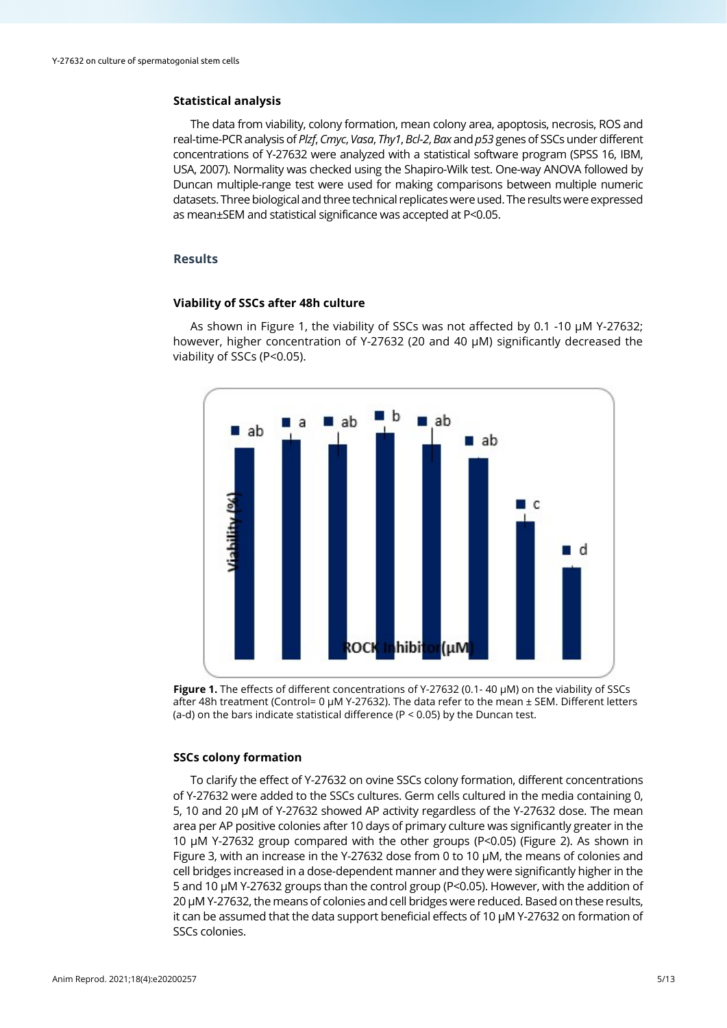### Statistical analysis

The data from viability, colony formation, mean colony area, apoptosis, necrosis, ROS and real-time-PCR analysis of *Plzf*, *Cmyc*, *Vasa*, *Thy1*, *Bcl-2*, *Bax* and *p53* genes of SSCs under different concentrations of Y-27632 were analyzed with a statistical software program (SPSS 16, IBM, USA, 2007). Normality was checked using the Shapiro-Wilk test. One-way ANOVA followed by Duncan multiple-range test were used for making comparisons between multiple numeric datasets. Three biological and three technical replicates were used. The results were expressed as mean±SEM and statistical significance was accepted at P<0.05.

## Results

### Viability of SSCs after 48h culture

As shown in Figure 1, the viability of SSCs was not affected by 0.1 -10 µM Y-27632; however, higher concentration of Y-27632 (20 and 40 µM) significantly decreased the viability of SSCs (P<0.05).

**Figure 1.** The effects of different concentrations of Y-27632 (0.1- 40 µM) on the viability of SSCs after 48h treatment (Control= 0 µM Y-27632). The data refer to the mean ± SEM. Different letters (a-d) on the bars indicate statistical difference (P < 0.05) by the Duncan test.

### SSCs colony formation

To clarify the effect of Y-27632 on ovine SSCs colony formation, different concentrations of Y-27632 were added to the SSCs cultures. Germ cells cultured in the media containing 0, 5, 10 and 20 µM of Y-27632 showed AP activity regardless of the Y-27632 dose. The mean area per AP positive colonies after 10 days of primary culture was significantly greater in the 10 µM Y-27632 group compared with the other groups (P<0.05) (Figure 2). As shown in Figure 3, with an increase in the Y-27632 dose from 0 to 10 µM, the means of colonies and cell bridges increased in a dose-dependent manner and they were significantly higher in the 5 and 10 µM Y-27632 groups than the control group (P<0.05). However, with the addition of 20 µM Y-27632, the means of colonies and cell bridges were reduced. Based on these results, it can be assumed that the data support beneficial effects of 10 µM Y-27632 on formation of SSCs colonies.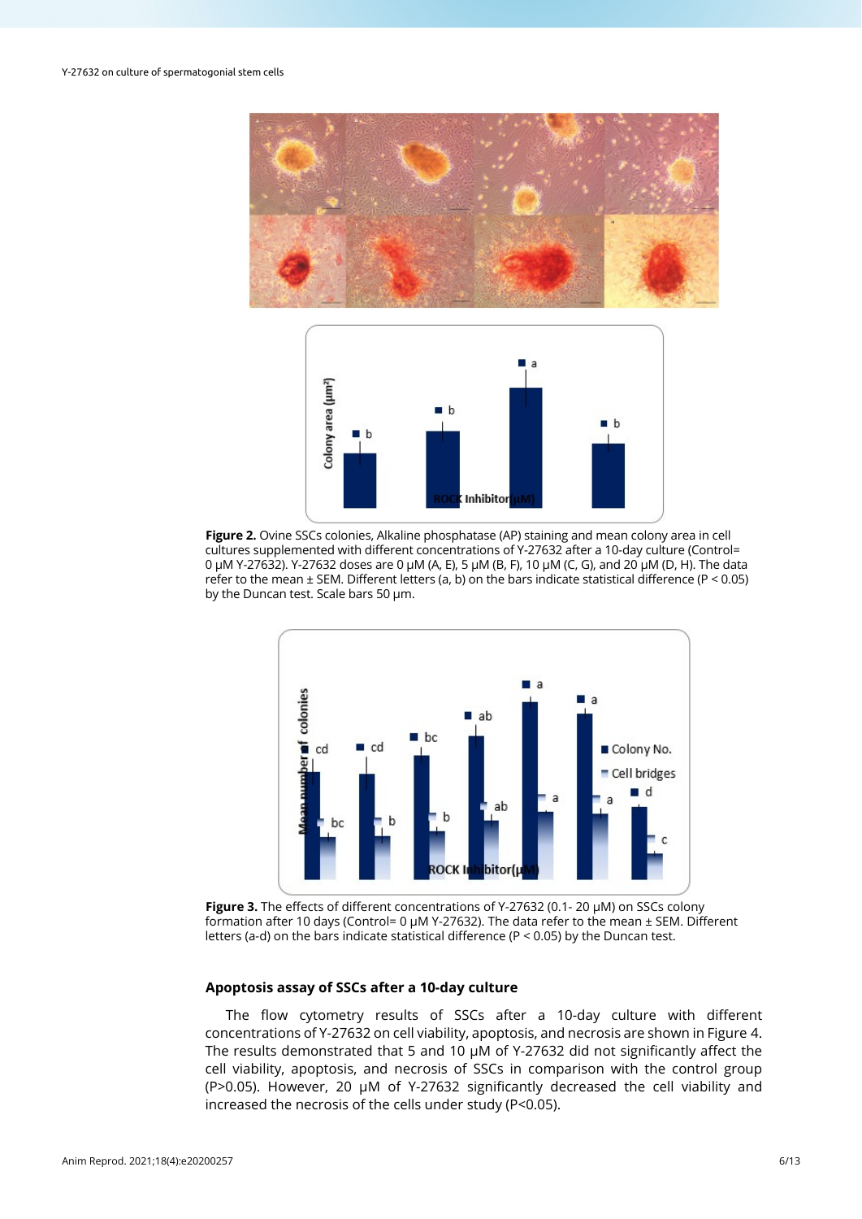**Figure 2.** Ovine SSCs colonies, Alkaline phosphatase (AP) staining and mean colony area in cell cultures supplemented with different concentrations of Y-27632 after a 10-day culture (Control= 0 μM Y-27632). Y-27632 doses are 0 μM (A, E), 5 μM (B, F), 10 μM (C, G), and 20 μM (D, H). The data refer to the mean ± SEM. Different letters (a, b) on the bars indicate statistical difference (P < 0.05) by the Duncan test. Scale bars 50 μm.

**Figure 3.** The effects of different concentrations of Y-27632 (0.1- 20 μM) on SSCs colony formation after 10 days (Control= 0 μM Y-27632). The data refer to the mean ± SEM. Different letters (a-d) on the bars indicate statistical difference (P < 0.05) by the Duncan test.

### Apoptosis assay of SSCs after a 10-day culture

The flow cytometry results of SSCs after a 10-day culture with different concentrations of Y-27632 on cell viability, apoptosis, and necrosis are shown in Figure 4. The results demonstrated that 5 and 10 μM of Y-27632 did not significantly affect the cell viability, apoptosis, and necrosis of SSCs in comparison with the control group (P>0.05). However, 20 μM of Y-27632 significantly decreased the cell viability and increased the necrosis of the cells under study (P<0.05).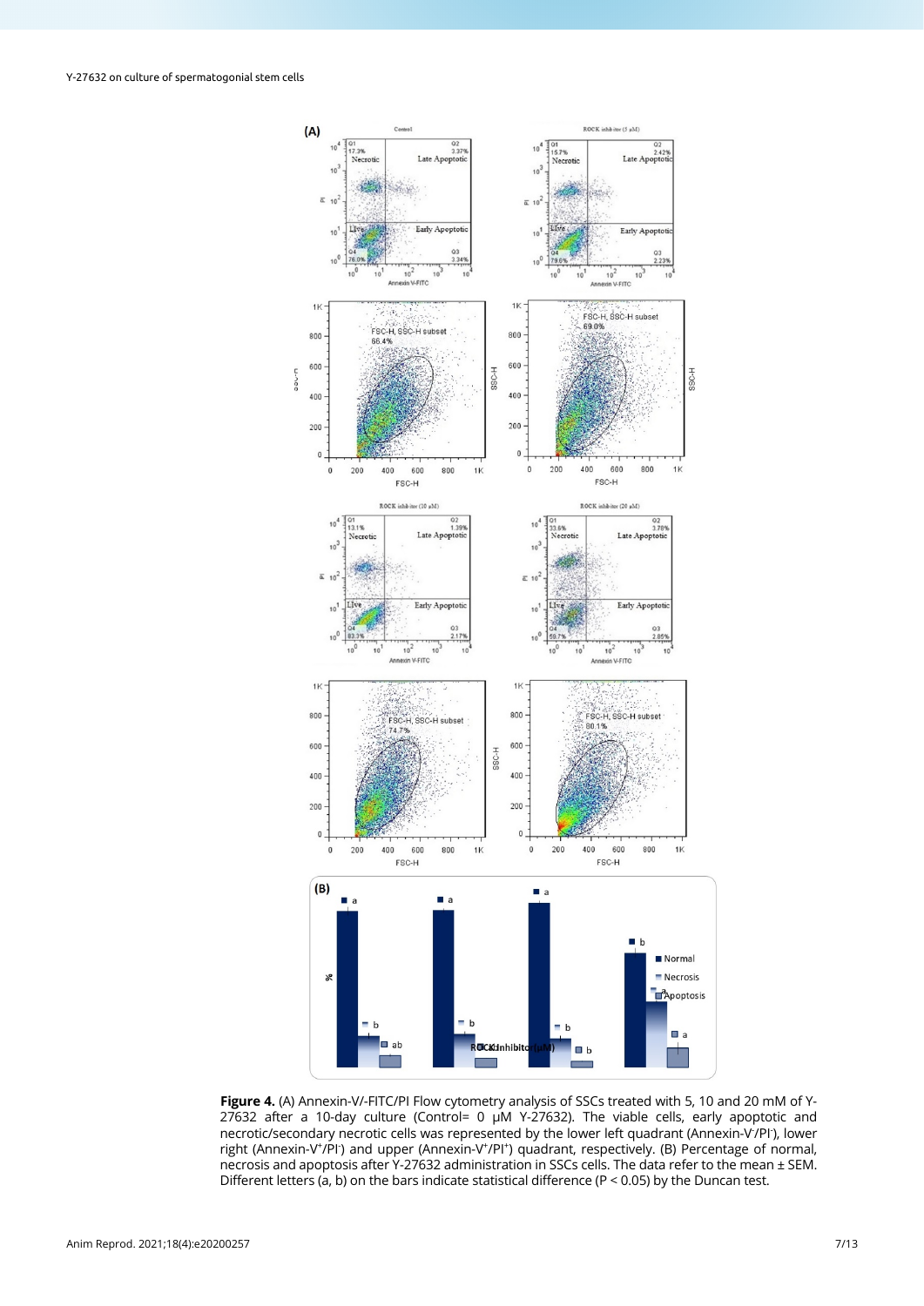**Figure 4.** (A) Annexin-V/-FITC/PI Flow cytometry analysis of SSCs treated with 5, 10 and 20 mM of Y-27632 after a 10-day culture (Control= 0 μM Y-27632). The viable cells, early apoptotic and necrotic/secondary necrotic cells was represented by the lower left quadrant (Annexin-V$^-$/PI$^-$), lower right (Annexin-V$^+$/PI$^-$) and upper (Annexin-V$^+$/PI$^+$) quadrant, respectively. (B) Percentage of normal, necrosis and apoptosis after Y-27632 administration in SSCs cells. The data refer to the mean ± SEM. Different letters (a, b) on the bars indicate statistical difference (P < 0.05) by the Duncan test.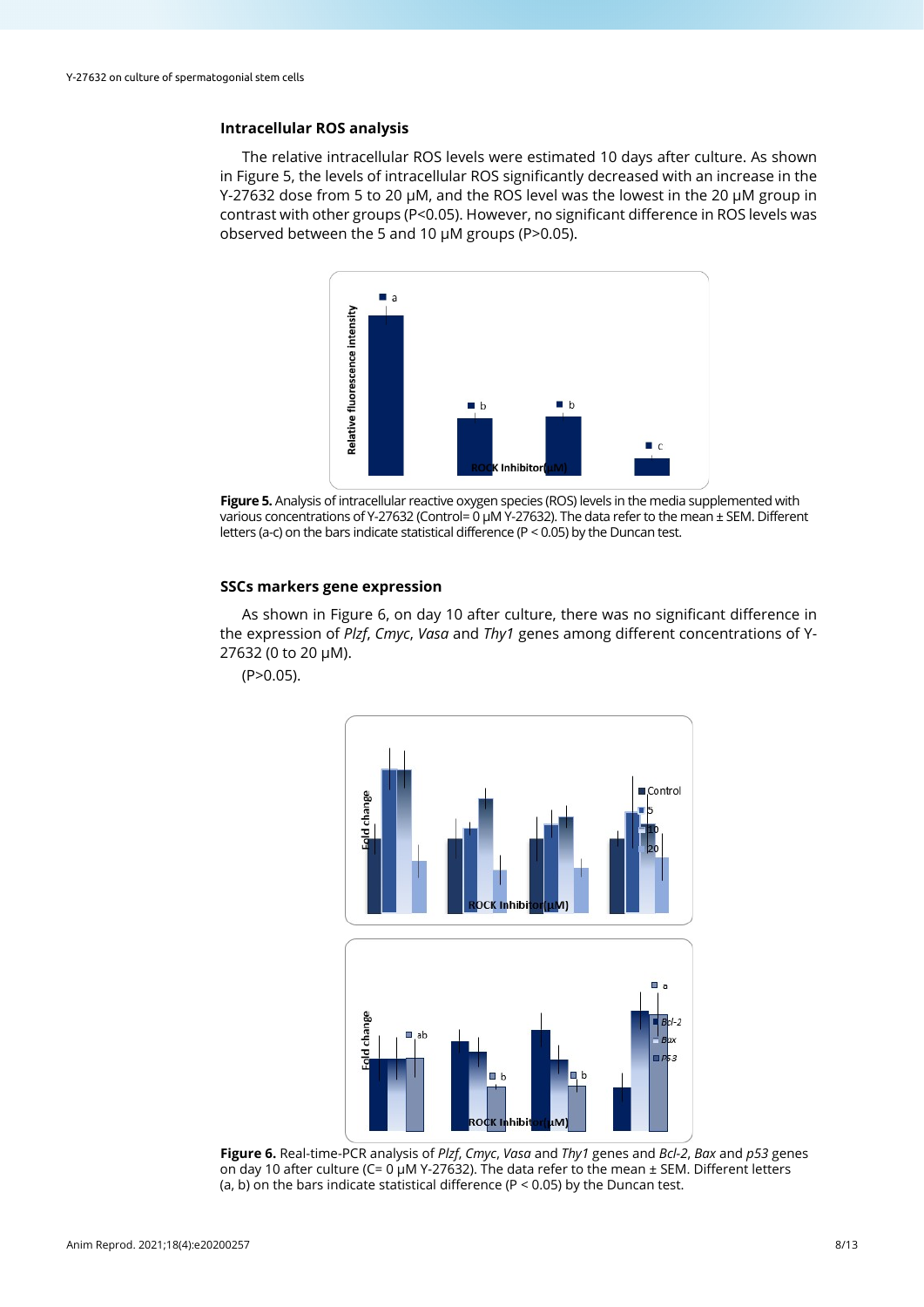### Intracellular ROS analysis

The relative intracellular ROS levels were estimated 10 days after culture. As shown in Figure 5, the levels of intracellular ROS significantly decreased with an increase in the Y-27632 dose from 5 to 20 µM, and the ROS level was the lowest in the 20 µM group in contrast with other groups (P<0.05). However, no significant difference in ROS levels was observed between the 5 and 10 µM groups (P>0.05).

**Figure 5.** Analysis of intracellular reactive oxygen species (ROS) levels in the media supplemented with various concentrations of Y-27632 (Control= 0 µM Y-27632). The data refer to the mean ± SEM. Different letters (a-c) on the bars indicate statistical difference (P < 0.05) by the Duncan test.

### SSCs markers gene expression

As shown in Figure 6, on day 10 after culture, there was no significant difference in the expression of *Plzf*, *Cmyc*, *Vasa* and *Thy1* genes among different concentrations of Y-27632 (0 to 20 µM).

(P>0.05).

**Figure 6.** Real-time-PCR analysis of *Plzf*, *Cmyc*, *Vasa* and *Thy1* genes and *Bcl-2*, *Bax* and *p53* genes on day 10 after culture (C= 0 µM Y-27632). The data refer to the mean ± SEM. Different letters (a, b) on the bars indicate statistical difference (P < 0.05) by the Duncan test.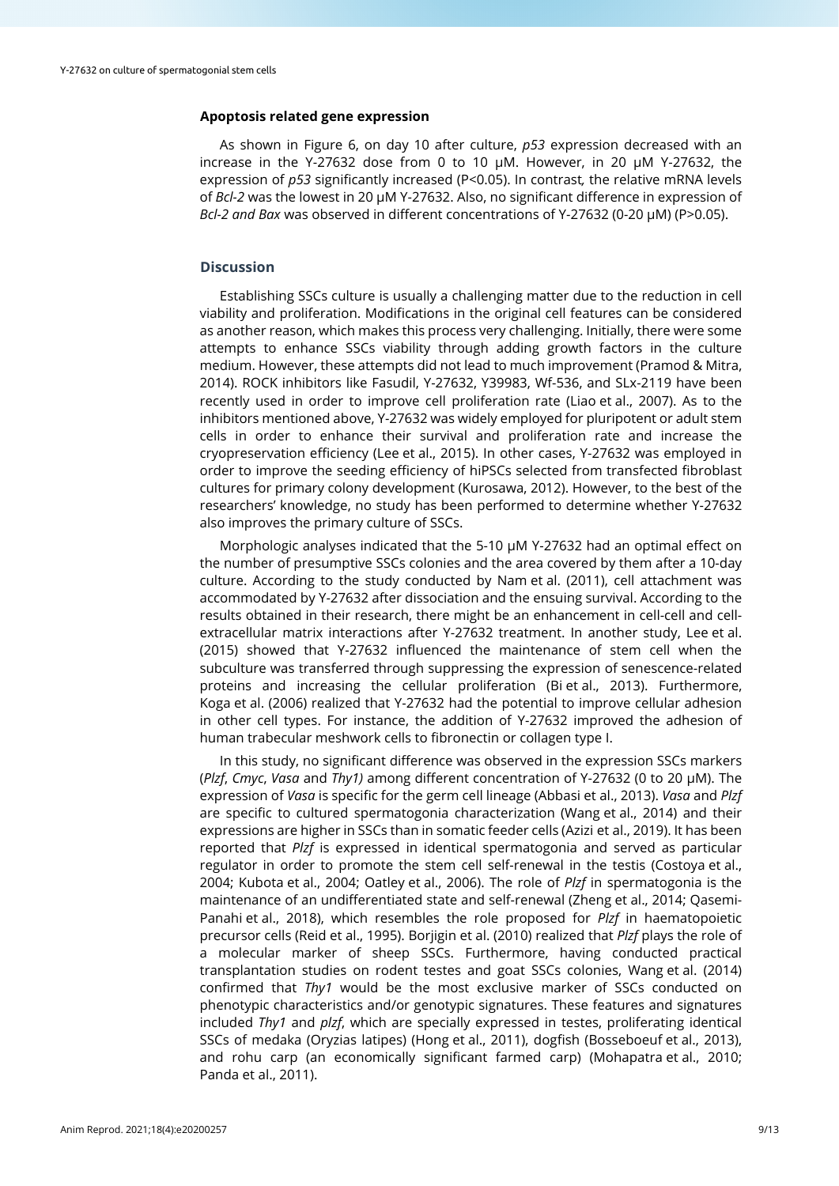### Apoptosis related gene expression

As shown in Figure 6, on day 10 after culture, *p53* expression decreased with an increase in the Y-27632 dose from 0 to 10 μM. However, in 20 μM Y-27632, the expression of *p53* significantly increased (P<0.05). In contrast*,* the relative mRNA levels of *Bcl-2* was the lowest in 20 μM Y-27632. Also, no significant difference in expression of *Bcl-2 and Bax* was observed in different concentrations of Y-27632 (0-20 μM) (P>0.05).

## Discussion

Establishing SSCs culture is usually a challenging matter due to the reduction in cell viability and proliferation. Modifications in the original cell features can be considered as another reason, which makes this process very challenging. Initially, there were some attempts to enhance SSCs viability through adding growth factors in the culture medium. However, these attempts did not lead to much improvement (Pramod & Mitra, 2014). ROCK inhibitors like Fasudil, Y-27632, Y39983, Wf-536, and SLx-2119 have been recently used in order to improve cell proliferation rate (Liao et al., 2007). As to the inhibitors mentioned above, Y-27632 was widely employed for pluripotent or adult stem cells in order to enhance their survival and proliferation rate and increase the cryopreservation efficiency (Lee et al., 2015). In other cases, Y-27632 was employed in order to improve the seeding efficiency of hiPSCs selected from transfected fibroblast cultures for primary colony development (Kurosawa, 2012). However, to the best of the researchers' knowledge, no study has been performed to determine whether Y-27632 also improves the primary culture of SSCs.

Morphologic analyses indicated that the 5-10 μM Y-27632 had an optimal effect on the number of presumptive SSCs colonies and the area covered by them after a 10-day culture. According to the study conducted by Nam et al. (2011), cell attachment was accommodated by Y-27632 after dissociation and the ensuing survival. According to the results obtained in their research, there might be an enhancement in cell-cell and cell-extracellular matrix interactions after Y-27632 treatment. In another study, Lee et al. (2015) showed that Y-27632 influenced the maintenance of stem cell when the subculture was transferred through suppressing the expression of senescence-related proteins and increasing the cellular proliferation (Bi et al., 2013). Furthermore, Koga et al. (2006) realized that Y-27632 had the potential to improve cellular adhesion in other cell types. For instance, the addition of Y-27632 improved the adhesion of human trabecular meshwork cells to fibronectin or collagen type I.

In this study, no significant difference was observed in the expression SSCs markers (*Plzf*, *Cmyc*, *Vasa* and *Thy1)* among different concentration of Y-27632 (0 to 20 μM). The expression of *Vasa* is specific for the germ cell lineage (Abbasi et al., 2013). *Vasa* and *Plzf* are specific to cultured spermatogonia characterization (Wang et al., 2014) and their expressions are higher in SSCs than in somatic feeder cells (Azizi et al., 2019). It has been reported that *Plzf* is expressed in identical spermatogonia and served as particular regulator in order to promote the stem cell self-renewal in the testis (Costoya et al., 2004; Kubota et al., 2004; Oatley et al., 2006). The role of *Plzf* in spermatogonia is the maintenance of an undifferentiated state and self-renewal (Zheng et al., 2014; Qasemi-Panahi et al., 2018), which resembles the role proposed for *Plzf* in haematopoietic precursor cells (Reid et al., 1995). Borjigin et al. (2010) realized that *Plzf* plays the role of a molecular marker of sheep SSCs. Furthermore, having conducted practical transplantation studies on rodent testes and goat SSCs colonies, Wang et al. (2014) confirmed that *Thy1* would be the most exclusive marker of SSCs conducted on phenotypic characteristics and/or genotypic signatures. These features and signatures included *Thy1* and *plzf*, which are specially expressed in testes, proliferating identical SSCs of medaka (Oryzias latipes) (Hong et al., 2011), dogfish (Bosseboeuf et al., 2013), and rohu carp (an economically significant farmed carp) (Mohapatra et al., 2010; Panda et al., 2011).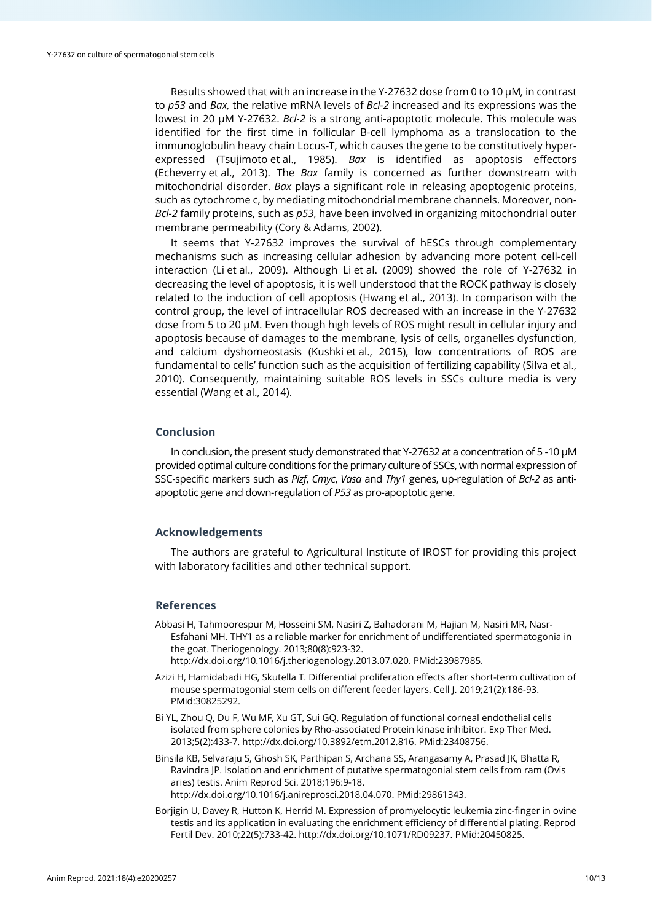Results showed that with an increase in the Y-27632 dose from 0 to 10 μM, in contrast to *p53* and *Bax,* the relative mRNA levels of *Bcl-2* increased and its expressions was the lowest in 20 μM Y-27632. *Bcl-2* is a strong anti-apoptotic molecule. This molecule was identified for the first time in follicular B-cell lymphoma as a translocation to the immunoglobulin heavy chain Locus-T, which causes the gene to be constitutively hyper-expressed (Tsujimoto et al., 1985). *Bax* is identified as apoptosis effectors (Echeverry et al., 2013). The *Bax* family is concerned as further downstream with mitochondrial disorder. *Bax* plays a significant role in releasing apoptogenic proteins, such as cytochrome c, by mediating mitochondrial membrane channels. Moreover, non-*Bcl-2* family proteins, such as *p53*, have been involved in organizing mitochondrial outer membrane permeability (Cory & Adams, 2002).

It seems that Y-27632 improves the survival of hESCs through complementary mechanisms such as increasing cellular adhesion by advancing more potent cell-cell interaction (Li et al., 2009). Although Li et al. (2009) showed the role of Y-27632 in decreasing the level of apoptosis, it is well understood that the ROCK pathway is closely related to the induction of cell apoptosis (Hwang et al., 2013). In comparison with the control group, the level of intracellular ROS decreased with an increase in the Y-27632 dose from 5 to 20 μM. Even though high levels of ROS might result in cellular injury and apoptosis because of damages to the membrane, lysis of cells, organelles dysfunction, and calcium dyshomeostasis (Kushki et al., 2015), low concentrations of ROS are fundamental to cells' function such as the acquisition of fertilizing capability (Silva et al., 2010). Consequently, maintaining suitable ROS levels in SSCs culture media is very essential (Wang et al., 2014).

## Conclusion

In conclusion, the present study demonstrated that Y-27632 at a concentration of 5 -10 μM provided optimal culture conditions for the primary culture of SSCs, with normal expression of SSC-specific markers such as *Plzf*, *Cmyc*, *Vasa* and *Thy1* genes, up-regulation of *Bcl-2* as anti-apoptotic gene and down-regulation of *P53* as pro-apoptotic gene.

## Acknowledgements

The authors are grateful to Agricultural Institute of IROST for providing this project with laboratory facilities and other technical support.

## References

Abbasi H, Tahmoorespur M, Hosseini SM, Nasiri Z, Bahadorani M, Hajian M, Nasiri MR, Nasr-Esfahani MH. THY1 as a reliable marker for enrichment of undifferentiated spermatogonia in the goat. Theriogenology. 2013;80(8):923-32. http://dx.doi.org/10.1016/j.theriogenology.2013.07.020. PMid:23987985.

Azizi H, Hamidabadi HG, Skutella T. Differential proliferation effects after short-term cultivation of mouse spermatogonial stem cells on different feeder layers. Cell J. 2019;21(2):186-93. PMid:30825292.

Bi YL, Zhou Q, Du F, Wu MF, Xu GT, Sui GQ. Regulation of functional corneal endothelial cells isolated from sphere colonies by Rho-associated Protein kinase inhibitor. Exp Ther Med. 2013;5(2):433-7. http://dx.doi.org/10.3892/etm.2012.816. PMid:23408756.

Binsila KB, Selvaraju S, Ghosh SK, Parthipan S, Archana SS, Arangasamy A, Prasad JK, Bhatta R, Ravindra JP. Isolation and enrichment of putative spermatogonial stem cells from ram (Ovis aries) testis. Anim Reprod Sci. 2018;196:9-18. http://dx.doi.org/10.1016/j.anireprosci.2018.04.070. PMid:29861343.

Borjigin U, Davey R, Hutton K, Herrid M. Expression of promyelocytic leukemia zinc-finger in ovine testis and its application in evaluating the enrichment efficiency of differential plating. Reprod Fertil Dev. 2010;22(5):733-42. http://dx.doi.org/10.1071/RD09237. PMid:20450825.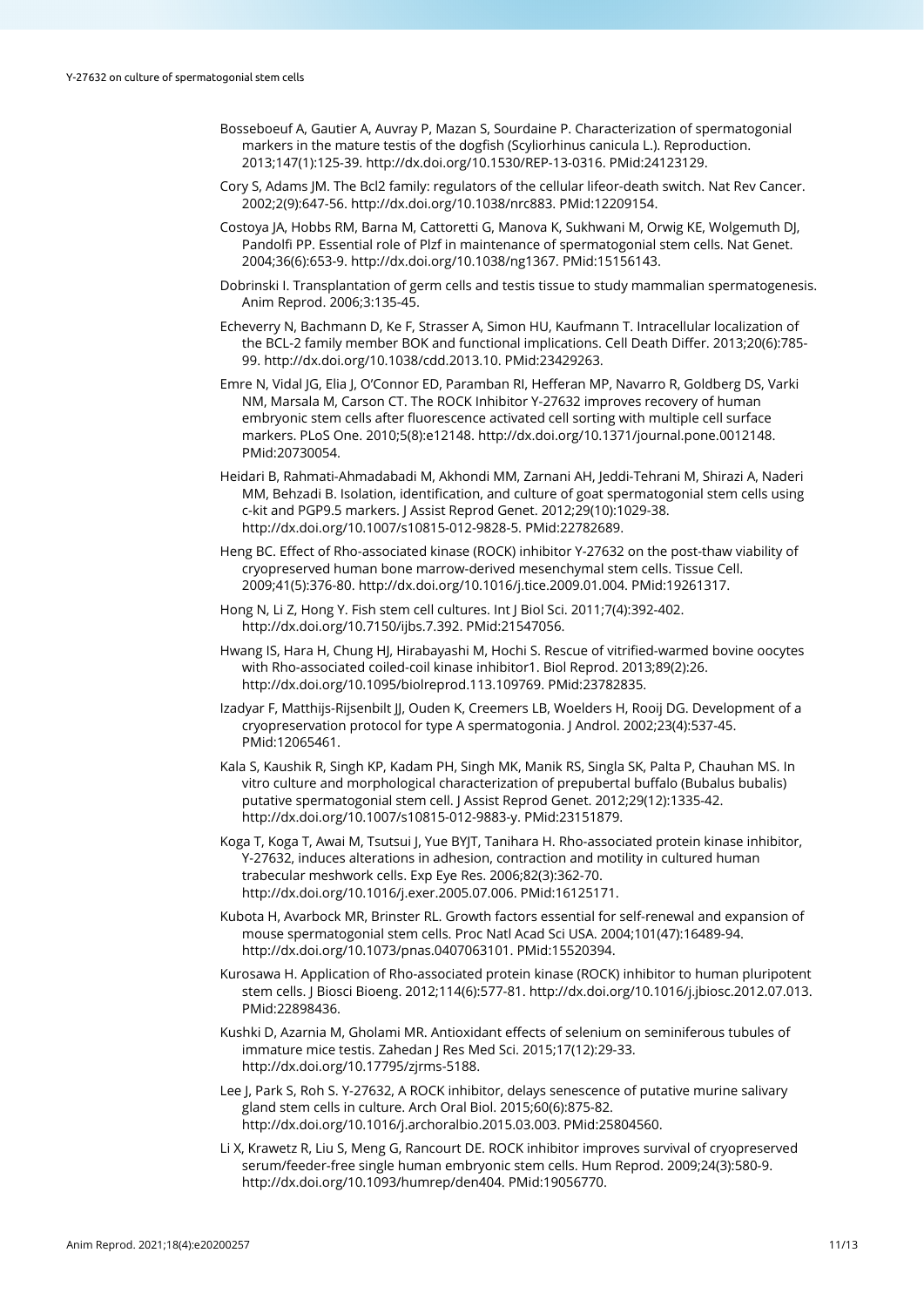Bosseboeuf A, Gautier A, Auvray P, Mazan S, Sourdaine P. Characterization of spermatogonial markers in the mature testis of the dogfish (Scyliorhinus canicula L.). Reproduction. 2013;147(1):125-39. http://dx.doi.org/10.1530/REP-13-0316. PMid:24123129.

Cory S, Adams JM. The Bcl2 family: regulators of the cellular lifeor-death switch. Nat Rev Cancer. 2002;2(9):647-56. http://dx.doi.org/10.1038/nrc883. PMid:12209154.

Costoya JA, Hobbs RM, Barna M, Cattoretti G, Manova K, Sukhwani M, Orwig KE, Wolgemuth DJ, Pandolfi PP. Essential role of Plzf in maintenance of spermatogonial stem cells. Nat Genet. 2004;36(6):653-9. http://dx.doi.org/10.1038/ng1367. PMid:15156143.

Dobrinski I. Transplantation of germ cells and testis tissue to study mammalian spermatogenesis. Anim Reprod. 2006;3:135-45.

Echeverry N, Bachmann D, Ke F, Strasser A, Simon HU, Kaufmann T. Intracellular localization of the BCL-2 family member BOK and functional implications. Cell Death Differ. 2013;20(6):785-99. http://dx.doi.org/10.1038/cdd.2013.10. PMid:23429263.

Emre N, Vidal JG, Elia J, O'Connor ED, Paramban RI, Hefferan MP, Navarro R, Goldberg DS, Varki NM, Marsala M, Carson CT. The ROCK Inhibitor Y-27632 improves recovery of human embryonic stem cells after fluorescence activated cell sorting with multiple cell surface markers. PLoS One. 2010;5(8):e12148. http://dx.doi.org/10.1371/journal.pone.0012148. PMid:20730054.

Heidari B, Rahmati-Ahmadabadi M, Akhondi MM, Zarnani AH, Jeddi-Tehrani M, Shirazi A, Naderi MM, Behzadi B. Isolation, identification, and culture of goat spermatogonial stem cells using c-kit and PGP9.5 markers. J Assist Reprod Genet. 2012;29(10):1029-38. http://dx.doi.org/10.1007/s10815-012-9828-5. PMid:22782689.

Heng BC. Effect of Rho-associated kinase (ROCK) inhibitor Y-27632 on the post-thaw viability of cryopreserved human bone marrow-derived mesenchymal stem cells. Tissue Cell. 2009;41(5):376-80. http://dx.doi.org/10.1016/j.tice.2009.01.004. PMid:19261317.

Hong N, Li Z, Hong Y. Fish stem cell cultures. Int J Biol Sci. 2011;7(4):392-402. http://dx.doi.org/10.7150/ijbs.7.392. PMid:21547056.

Hwang IS, Hara H, Chung HJ, Hirabayashi M, Hochi S. Rescue of vitrified-warmed bovine oocytes with Rho-associated coiled-coil kinase inhibitor1. Biol Reprod. 2013;89(2):26. http://dx.doi.org/10.1095/biolreprod.113.109769. PMid:23782835.

Izadyar F, Matthijs-Rijsenbilt JJ, Ouden K, Creemers LB, Woelders H, Rooij DG. Development of a cryopreservation protocol for type A spermatogonia. J Androl. 2002;23(4):537-45. PMid:12065461.

Kala S, Kaushik R, Singh KP, Kadam PH, Singh MK, Manik RS, Singla SK, Palta P, Chauhan MS. In vitro culture and morphological characterization of prepubertal buffalo (Bubalus bubalis) putative spermatogonial stem cell. J Assist Reprod Genet. 2012;29(12):1335-42. http://dx.doi.org/10.1007/s10815-012-9883-y. PMid:23151879.

Koga T, Koga T, Awai M, Tsutsui J, Yue BYJT, Tanihara H. Rho-associated protein kinase inhibitor, Y-27632, induces alterations in adhesion, contraction and motility in cultured human trabecular meshwork cells. Exp Eye Res. 2006;82(3):362-70. http://dx.doi.org/10.1016/j.exer.2005.07.006. PMid:16125171.

Kubota H, Avarbock MR, Brinster RL. Growth factors essential for self-renewal and expansion of mouse spermatogonial stem cells. Proc Natl Acad Sci USA. 2004;101(47):16489-94. http://dx.doi.org/10.1073/pnas.0407063101. PMid:15520394.

Kurosawa H. Application of Rho-associated protein kinase (ROCK) inhibitor to human pluripotent stem cells. J Biosci Bioeng. 2012;114(6):577-81. http://dx.doi.org/10.1016/j.jbiosc.2012.07.013. PMid:22898436.

Kushki D, Azarnia M, Gholami MR. Antioxidant effects of selenium on seminiferous tubules of immature mice testis. Zahedan J Res Med Sci. 2015;17(12):29-33. http://dx.doi.org/10.17795/zjrms-5188.

Lee J, Park S, Roh S. Y-27632, A ROCK inhibitor, delays senescence of putative murine salivary gland stem cells in culture. Arch Oral Biol. 2015;60(6):875-82. http://dx.doi.org/10.1016/j.archoralbio.2015.03.003. PMid:25804560.

Li X, Krawetz R, Liu S, Meng G, Rancourt DE. ROCK inhibitor improves survival of cryopreserved serum/feeder-free single human embryonic stem cells. Hum Reprod. 2009;24(3):580-9. http://dx.doi.org/10.1093/humrep/den404. PMid:19056770.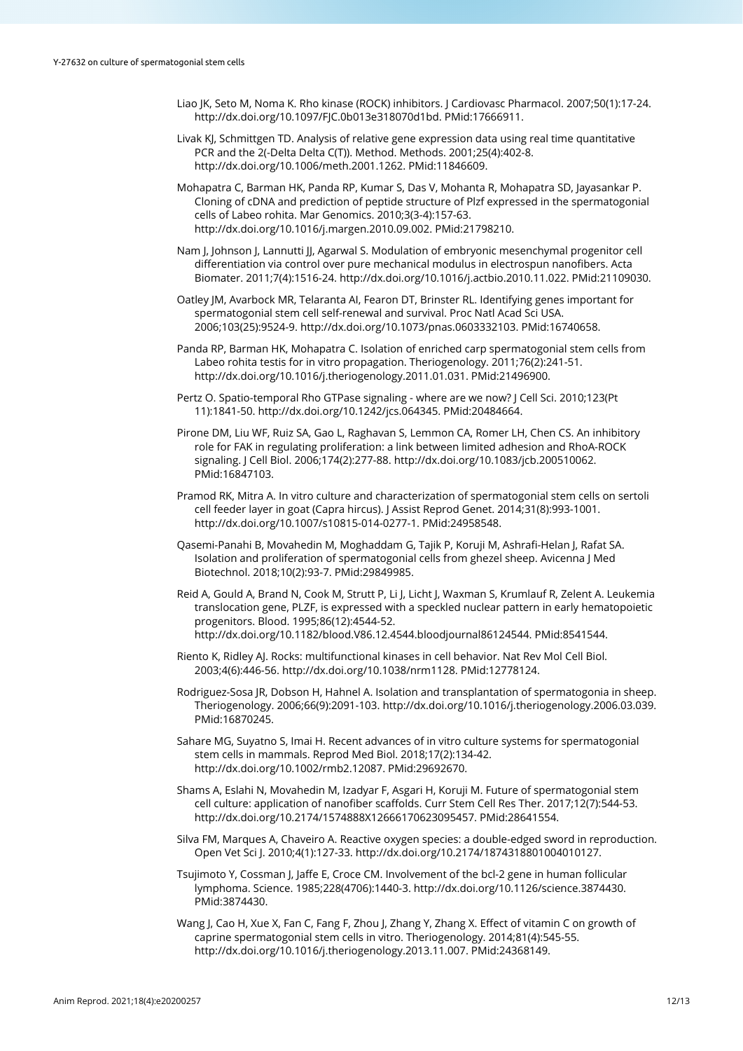Liao JK, Seto M, Noma K. Rho kinase (ROCK) inhibitors. J Cardiovasc Pharmacol. 2007;50(1):17-24. http://dx.doi.org/10.1097/FJC.0b013e318070d1bd. PMid:17666911.

Livak KJ, Schmittgen TD. Analysis of relative gene expression data using real time quantitative PCR and the 2(-Delta Delta C(T)). Method. Methods. 2001;25(4):402-8. http://dx.doi.org/10.1006/meth.2001.1262. PMid:11846609.

Mohapatra C, Barman HK, Panda RP, Kumar S, Das V, Mohanta R, Mohapatra SD, Jayasankar P. Cloning of cDNA and prediction of peptide structure of Plzf expressed in the spermatogonial cells of Labeo rohita. Mar Genomics. 2010;3(3-4):157-63. http://dx.doi.org/10.1016/j.margen.2010.09.002. PMid:21798210.

Nam J, Johnson J, Lannutti JJ, Agarwal S. Modulation of embryonic mesenchymal progenitor cell differentiation via control over pure mechanical modulus in electrospun nanofibers. Acta Biomater. 2011;7(4):1516-24. http://dx.doi.org/10.1016/j.actbio.2010.11.022. PMid:21109030.

Oatley JM, Avarbock MR, Telaranta AI, Fearon DT, Brinster RL. Identifying genes important for spermatogonial stem cell self-renewal and survival. Proc Natl Acad Sci USA. 2006;103(25):9524-9. http://dx.doi.org/10.1073/pnas.0603332103. PMid:16740658.

Panda RP, Barman HK, Mohapatra C. Isolation of enriched carp spermatogonial stem cells from Labeo rohita testis for in vitro propagation. Theriogenology. 2011;76(2):241-51. http://dx.doi.org/10.1016/j.theriogenology.2011.01.031. PMid:21496900.

Pertz O. Spatio-temporal Rho GTPase signaling - where are we now? J Cell Sci. 2010;123(Pt 11):1841-50. http://dx.doi.org/10.1242/jcs.064345. PMid:20484664.

Pirone DM, Liu WF, Ruiz SA, Gao L, Raghavan S, Lemmon CA, Romer LH, Chen CS. An inhibitory role for FAK in regulating proliferation: a link between limited adhesion and RhoA-ROCK signaling. J Cell Biol. 2006;174(2):277-88. http://dx.doi.org/10.1083/jcb.200510062. PMid:16847103.

Pramod RK, Mitra A. In vitro culture and characterization of spermatogonial stem cells on sertoli cell feeder layer in goat (Capra hircus). J Assist Reprod Genet. 2014;31(8):993-1001. http://dx.doi.org/10.1007/s10815-014-0277-1. PMid:24958548.

Qasemi-Panahi B, Movahedin M, Moghaddam G, Tajik P, Koruji M, Ashrafi-Helan J, Rafat SA. Isolation and proliferation of spermatogonial cells from ghezel sheep. Avicenna J Med Biotechnol. 2018;10(2):93-7. PMid:29849985.

Reid A, Gould A, Brand N, Cook M, Strutt P, Li J, Licht J, Waxman S, Krumlauf R, Zelent A. Leukemia translocation gene, PLZF, is expressed with a speckled nuclear pattern in early hematopoietic progenitors. Blood. 1995;86(12):4544-52. http://dx.doi.org/10.1182/blood.V86.12.4544.bloodjournal86124544. PMid:8541544.

Riento K, Ridley AJ. Rocks: multifunctional kinases in cell behavior. Nat Rev Mol Cell Biol. 2003;4(6):446-56. http://dx.doi.org/10.1038/nrm1128. PMid:12778124.

Rodriguez-Sosa JR, Dobson H, Hahnel A. Isolation and transplantation of spermatogonia in sheep. Theriogenology. 2006;66(9):2091-103. http://dx.doi.org/10.1016/j.theriogenology.2006.03.039. PMid:16870245.

Sahare MG, Suyatno S, Imai H. Recent advances of in vitro culture systems for spermatogonial stem cells in mammals. Reprod Med Biol. 2018;17(2):134-42. http://dx.doi.org/10.1002/rmb2.12087. PMid:29692670.

Shams A, Eslahi N, Movahedin M, Izadyar F, Asgari H, Koruji M. Future of spermatogonial stem cell culture: application of nanofiber scaffolds. Curr Stem Cell Res Ther. 2017;12(7):544-53. http://dx.doi.org/10.2174/1574888X12666170623095457. PMid:28641554.

Silva FM, Marques A, Chaveiro A. Reactive oxygen species: a double-edged sword in reproduction. Open Vet Sci J. 2010;4(1):127-33. http://dx.doi.org/10.2174/1874318801004010127.

Tsujimoto Y, Cossman J, Jaffe E, Croce CM. Involvement of the bcl-2 gene in human follicular lymphoma. Science. 1985;228(4706):1440-3. http://dx.doi.org/10.1126/science.3874430. PMid:3874430.

Wang J, Cao H, Xue X, Fan C, Fang F, Zhou J, Zhang Y, Zhang X. Effect of vitamin C on growth of caprine spermatogonial stem cells in vitro. Theriogenology. 2014;81(4):545-55. http://dx.doi.org/10.1016/j.theriogenology.2013.11.007. PMid:24368149.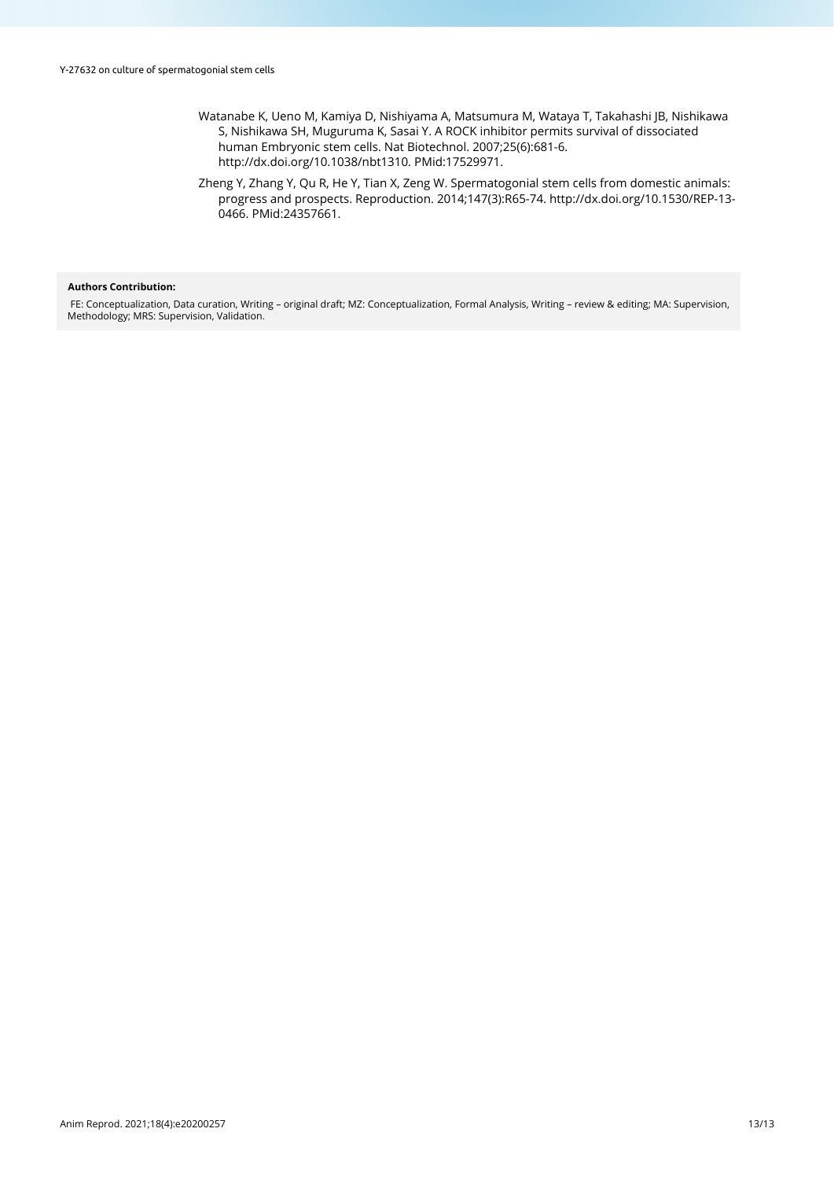Watanabe K, Ueno M, Kamiya D, Nishiyama A, Matsumura M, Wataya T, Takahashi JB, Nishikawa S, Nishikawa SH, Muguruma K, Sasai Y. A ROCK inhibitor permits survival of dissociated human Embryonic stem cells. Nat Biotechnol. 2007;25(6):681-6. http://dx.doi.org/10.1038/nbt1310. PMid:17529971.

Zheng Y, Zhang Y, Qu R, He Y, Tian X, Zeng W. Spermatogonial stem cells from domestic animals: progress and prospects. Reproduction. 2014;147(3):R65-74. http://dx.doi.org/10.1530/REP-13-0466. PMid:24357661.

**Authors Contribution:**

FE: Conceptualization, Data curation, Writing – original draft; MZ: Conceptualization, Formal Analysis, Writing – review & editing; MA: Supervision, Methodology; MRS: Supervision, Validation.